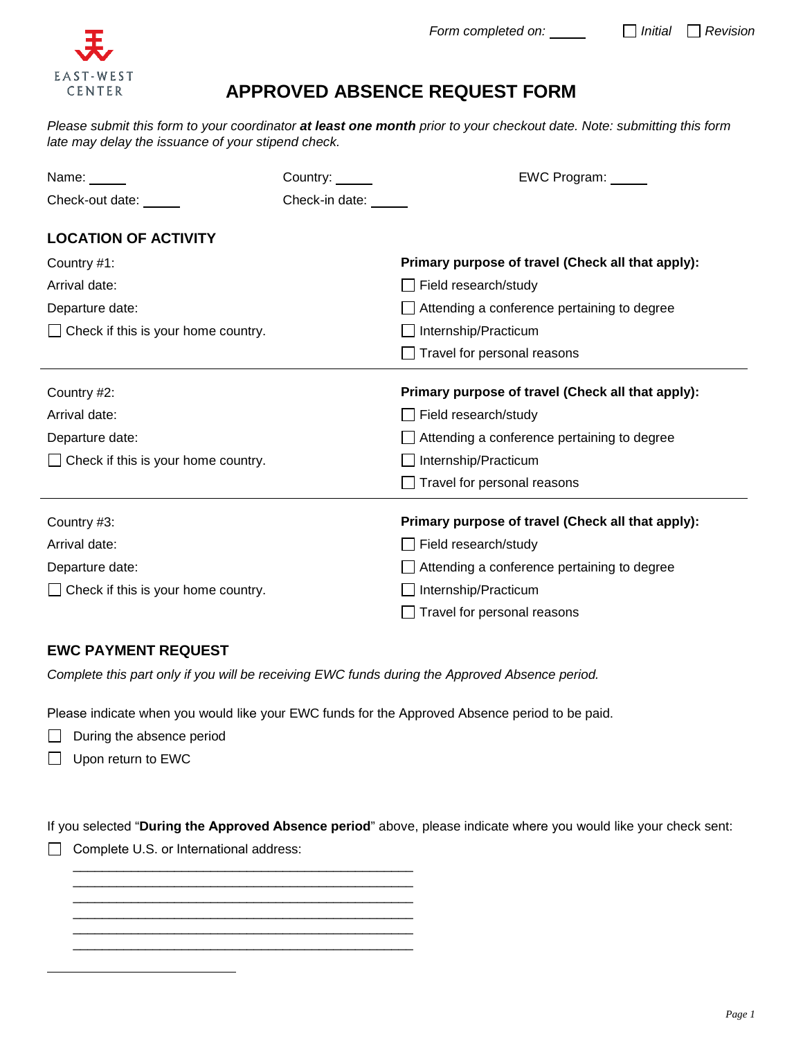EAST-WEST CENTER

*Form completed on:* _____ ☐ *Initial* ☐ *Revision*

# APPROVED ABSENCE REQUEST FORM

*Please submit this form to your coordinator* ***at least one month*** *prior to your checkout date. Note: submitting this form late may delay the issuance of your stipend check.*

Name: _____ Country: _____ EWC Program: _____

Check-out date: _____ Check-in date: _____

## LOCATION OF ACTIVITY

Country #1:

Arrival date:

Departure date:

☐ Check if this is your home country.

**Primary purpose of travel (Check all that apply):**

- ☐ Field research/study
- ☐ Attending a conference pertaining to degree
- ☐ Internship/Practicum
- ☐ Travel for personal reasons

---

Country #2:

Arrival date:

Departure date:

☐ Check if this is your home country.

**Primary purpose of travel (Check all that apply):**

- ☐ Field research/study
- ☐ Attending a conference pertaining to degree
- ☐ Internship/Practicum
- ☐ Travel for personal reasons

---

Country #3:

Arrival date:

Departure date:

☐ Check if this is your home country.

**Primary purpose of travel (Check all that apply):**

- ☐ Field research/study
- ☐ Attending a conference pertaining to degree
- ☐ Internship/Practicum
- ☐ Travel for personal reasons

## EWC PAYMENT REQUEST

*Complete this part only if you will be receiving EWC funds during the Approved Absence period.*

Please indicate when you would like your EWC funds for the Approved Absence period to be paid.

- ☐ During the absence period
- ☐ Upon return to EWC

If you selected "**During the Approved Absence period**" above, please indicate where you would like your check sent:

☐ Complete U.S. or International address:

______________________________________________
______________________________________________
______________________________________________
______________________________________________
______________________________________________
______________________________________________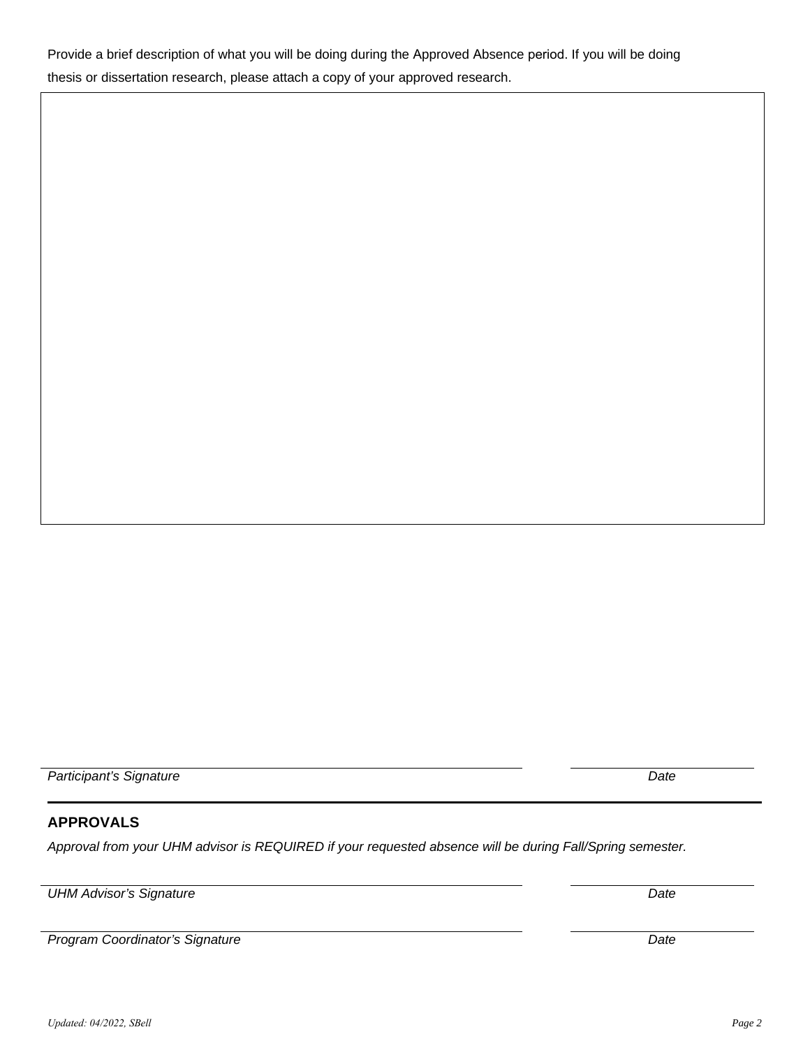Provide a brief description of what you will be doing during the Approved Absence period. If you will be doing thesis or dissertation research, please attach a copy of your approved research.

*Participant's Signature* *Date*

## APPROVALS

*Approval from your UHM advisor is REQUIRED if your requested absence will be during Fall/Spring semester.*

*UHM Advisor's Signature* *Date*

*Program Coordinator's Signature* *Date*

*Updated: 04/2022, SBell*